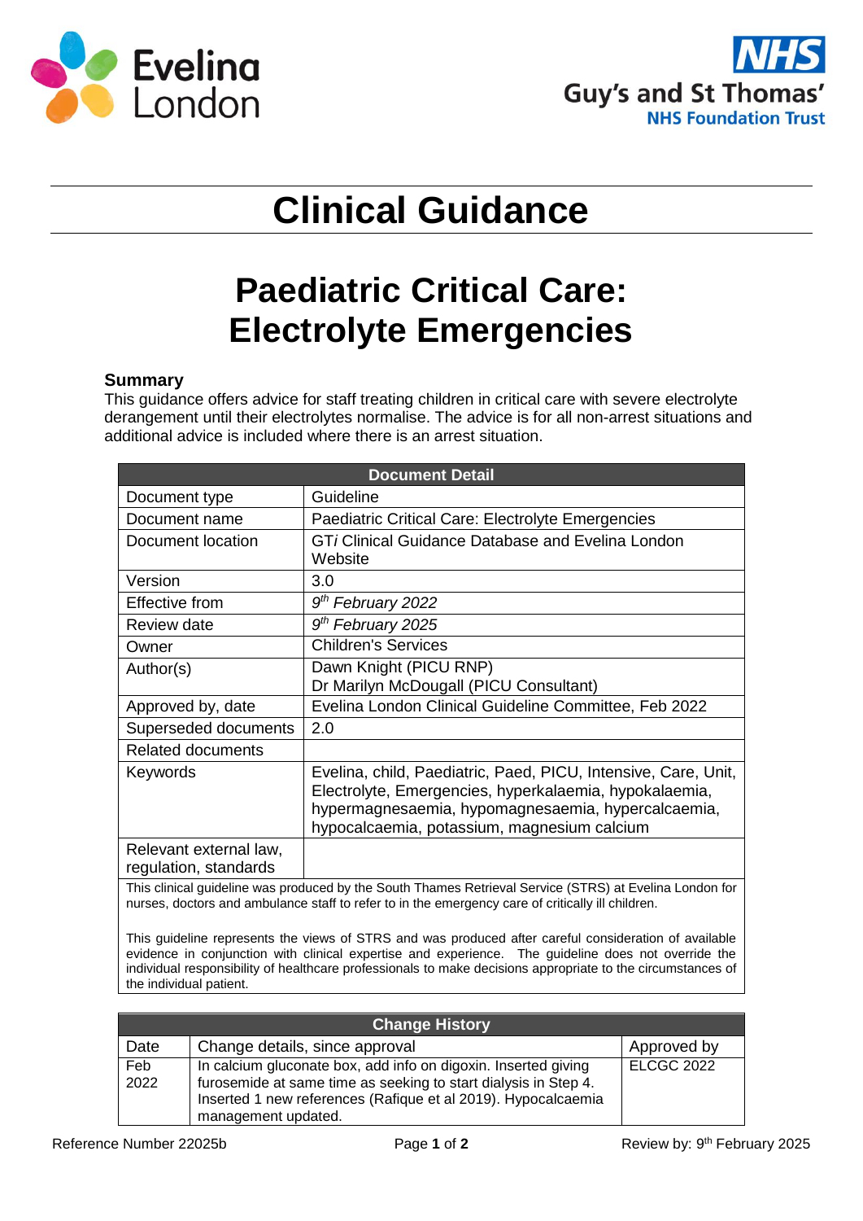# Clinical Guidance

# Paediatric Critical Care: Electrolyte Emergencies

## Summary

This guidance offers advice for staff treating children in critical care with severe electrolyte derangement until their electrolytes normalise. The advice is for all non-arrest situations and additional advice is included where there is an arrest situation.

| Document Detail | |
|---|---|
| Document type | Guideline |
| Document name | Paediatric Critical Care: Electrolyte Emergencies |
| Document location | GT*i* Clinical Guidance Database and Evelina London Website |
| Version | 3.0 |
| Effective from | *9th February 2022* |
| Review date | *9th February 2025* |
| Owner | Children's Services |
| Author(s) | Dawn Knight (PICU RNP)<br>Dr Marilyn McDougall (PICU Consultant) |
| Approved by, date | Evelina London Clinical Guideline Committee, Feb 2022 |
| Superseded documents | 2.0 |
| Related documents | |
| Keywords | Evelina, child, Paediatric, Paed, PICU, Intensive, Care, Unit, Electrolyte, Emergencies, hyperkalaemia, hypokalaemia, hypermagnesaemia, hypomagnesaemia, hypercalcaemia, hypocalcaemia, potassium, magnesium calcium |
| Relevant external law, regulation, standards | |

This clinical guideline was produced by the South Thames Retrieval Service (STRS) at Evelina London for nurses, doctors and ambulance staff to refer to in the emergency care of critically ill children.

This guideline represents the views of STRS and was produced after careful consideration of available evidence in conjunction with clinical expertise and experience. The guideline does not override the individual responsibility of healthcare professionals to make decisions appropriate to the circumstances of the individual patient.

| Change History | | |
|---|---|---|
| Date | Change details, since approval | Approved by |
| Feb 2022 | In calcium gluconate box, add info on digoxin. Inserted giving furosemide at same time as seeking to start dialysis in Step 4. Inserted 1 new references (Rafique et al 2019). Hypocalcaemia management updated. | ELCGC 2022 |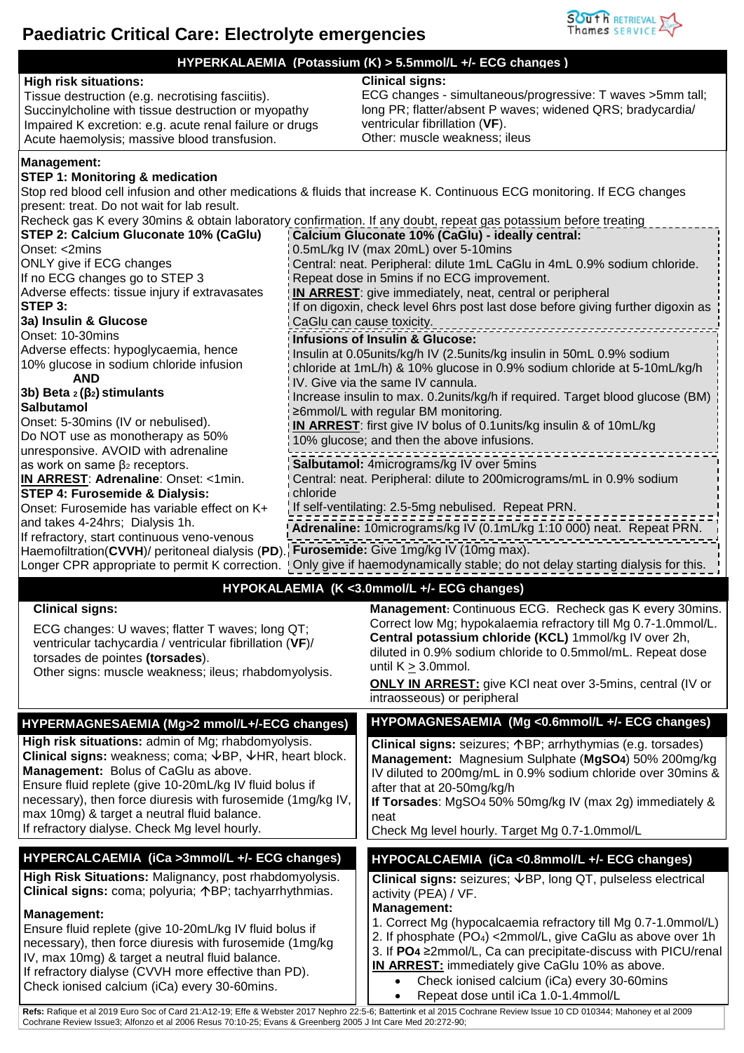# Paediatric Critical Care: Electrolyte emergencies

South Thames RETRIEVAL SERVICE

## HYPERKALAEMIA (Potassium (K) > 5.5mmol/L +/- ECG changes)

**High risk situations:**
Tissue destruction (e.g. necrotising fasciitis).
Succinylcholine with tissue destruction or myopathy
Impaired K excretion: e.g. acute renal failure or drugs
Acute haemolysis; massive blood transfusion.

**Clinical signs:**
ECG changes - simultaneous/progressive: T waves >5mm tall; long PR; flatter/absent P waves; widened QRS; bradycardia/ ventricular fibrillation (**VF**).
Other: muscle weakness; ileus

**Management:**

**STEP 1: Monitoring & medication**
Stop red blood cell infusion and other medications & fluids that increase K. Continuous ECG monitoring. If ECG changes present: treat. Do not wait for lab result.
Recheck gas K every 30mins & obtain laboratory confirmation. If any doubt, repeat gas potassium before treating

**STEP 2: Calcium Gluconate 10% (CaGlu)**
Onset: <2mins
ONLY give if ECG changes
If no ECG changes go to STEP 3
Adverse effects: tissue injury if extravasates

**Calcium Gluconate 10% (CaGlu) - ideally central:**
0.5mL/kg IV (max 20mL) over 5-10mins
Central: neat. Peripheral: dilute 1mL CaGlu in 4mL 0.9% sodium chloride.
Repeat dose in 5mins if no ECG improvement.
**IN ARREST**: give immediately, neat, central or peripheral
If on digoxin, check level 6hrs post last dose before giving further digoxin as CaGlu can cause toxicity.

**STEP 3:**

**3a) Insulin & Glucose**
Onset: 10-30mins
Adverse effects: hypoglycaemia, hence 10% glucose in sodium chloride infusion

**AND**

**Infusions of Insulin & Glucose:**
Insulin at 0.05units/kg/h IV (2.5units/kg insulin in 50mL 0.9% sodium chloride at 1mL/h) & 10% glucose in 0.9% sodium chloride at 5-10mL/kg/h IV. Give via the same IV cannula.
Increase insulin to max. 0.2units/kg/h if required. Target blood glucose (BM) ≥6mmol/L with regular BM monitoring.
**IN ARREST**: first give IV bolus of 0.1units/kg insulin & of 10mL/kg 10% glucose; and then the above infusions.

**3b) Beta $_2$ ($\beta_2$) stimulants**
**Salbutamol**
Onset: 5-30mins (IV or nebulised).
Do NOT use as monotherapy as 50% unresponsive. AVOID with adrenaline as work on same $\beta_2$ receptors.
**IN ARREST**: **Adrenaline**: Onset: <1min.

**Salbutamol:** 4micrograms/kg IV over 5mins
Central: neat. Peripheral: dilute to 200micrograms/mL in 0.9% sodium chloride
If self-ventilating: 2.5-5mg nebulised. Repeat PRN.

**Adrenaline:** 10micrograms/kg IV (0.1mL/kg 1:10 000) neat. Repeat PRN.

**STEP 4: Furosemide & Dialysis:**
Onset: Furosemide has variable effect on K+ and takes 4-24hrs; Dialysis 1h.
If refractory, start continuous veno-venous Haemofiltration(**CVVH**)/ peritoneal dialysis (**PD**).
Longer CPR appropriate to permit K correction.

**Furosemide:** Give 1mg/kg IV (10mg max).
Only give if haemodynamically stable; do not delay starting dialysis for this.

## HYPOKALAEMIA (K <3.0mmol/L +/- ECG changes)

**Clinical signs:**

ECG changes: U waves; flatter T waves; long QT; ventricular tachycardia / ventricular fibrillation (**VF**)/ torsades de pointes (**torsades**).
Other signs: muscle weakness; ileus; rhabdomyolysis.

**Management:** Continuous ECG. Recheck gas K every 30mins.
Correct low Mg; hypokalaemia refractory till Mg 0.7-1.0mmol/L.
**Central potassium chloride (KCL)** 1mmol/kg IV over 2h, diluted in 0.9% sodium chloride to 0.5mmol/mL. Repeat dose until K ≥ 3.0mmol.

**ONLY IN ARREST:** give KCl neat over 3-5mins, central (IV or intraosseous) or peripheral

## HYPERMAGNESAEMIA (Mg>2 mmol/L+/-ECG changes)

**High risk situations:** admin of Mg; rhabdomyolysis.
**Clinical signs:** weakness; coma; ↓BP, ↓HR, heart block.
**Management:** Bolus of CaGlu as above.
Ensure fluid replete (give 10-20mL/kg IV fluid bolus if necessary), then force diuresis with furosemide (1mg/kg IV, max 10mg) & target a neutral fluid balance.
If refractory dialyse. Check Mg level hourly.

## HYPOMAGNESAEMIA (Mg <0.6mmol/L +/- ECG changes)

**Clinical signs:** seizures; ↑BP; arrhythmias (e.g. torsades)
**Management:** Magnesium Sulphate (**$MgSO_4$**) 50% 200mg/kg IV diluted to 200mg/mL in 0.9% sodium chloride over 30mins & after that at 20-50mg/kg/h
**If Torsades**: $MgSO_4$ 50% 50mg/kg IV (max 2g) immediately & neat
Check Mg level hourly. Target Mg 0.7-1.0mmol/L

## HYPERCALCAEMIA (iCa >3mmol/L +/- ECG changes)

**High Risk Situations:** Malignancy, post rhabdomyolysis.
**Clinical signs:** coma; polyuria; ↑BP; tachyarrhythmias.

**Management:**
Ensure fluid replete (give 10-20mL/kg IV fluid bolus if necessary), then force diuresis with furosemide (1mg/kg IV, max 10mg) & target a neutral fluid balance.
If refractory dialyse (CVVH more effective than PD).
Check ionised calcium (iCa) every 30-60mins.

## HYPOCALCAEMIA (iCa <0.8mmol/L +/- ECG changes)

**Clinical signs:** seizures; ↓BP, long QT, pulseless electrical activity (PEA) / VF.
**Management:**
1. Correct Mg (hypocalcaemia refractory till Mg 0.7-1.0mmol/L)
2. If phosphate ($PO_4$) <2mmol/L, give CaGlu as above over 1h
3. If **$PO_4$** ≥2mmol/L, Ca can precipitate-discuss with PICU/renal

**IN ARREST:** immediately give CaGlu 10% as above.
- Check ionised calcium (iCa) every 30-60mins
- Repeat dose until iCa 1.0-1.4mmol/L

**Refs:** Rafique et al 2019 Euro Soc of Card 21:A12-19; Effe & Webster 2017 Nephro 22:5-6; Battertink et al 2015 Cochrane Review Issue 10 CD 010344; Mahoney et al 2009 Cochrane Review Issue3; Alfonzo et al 2006 Resus 70:10-25; Evans & Greenberg 2005 J Int Care Med 20:272-90;